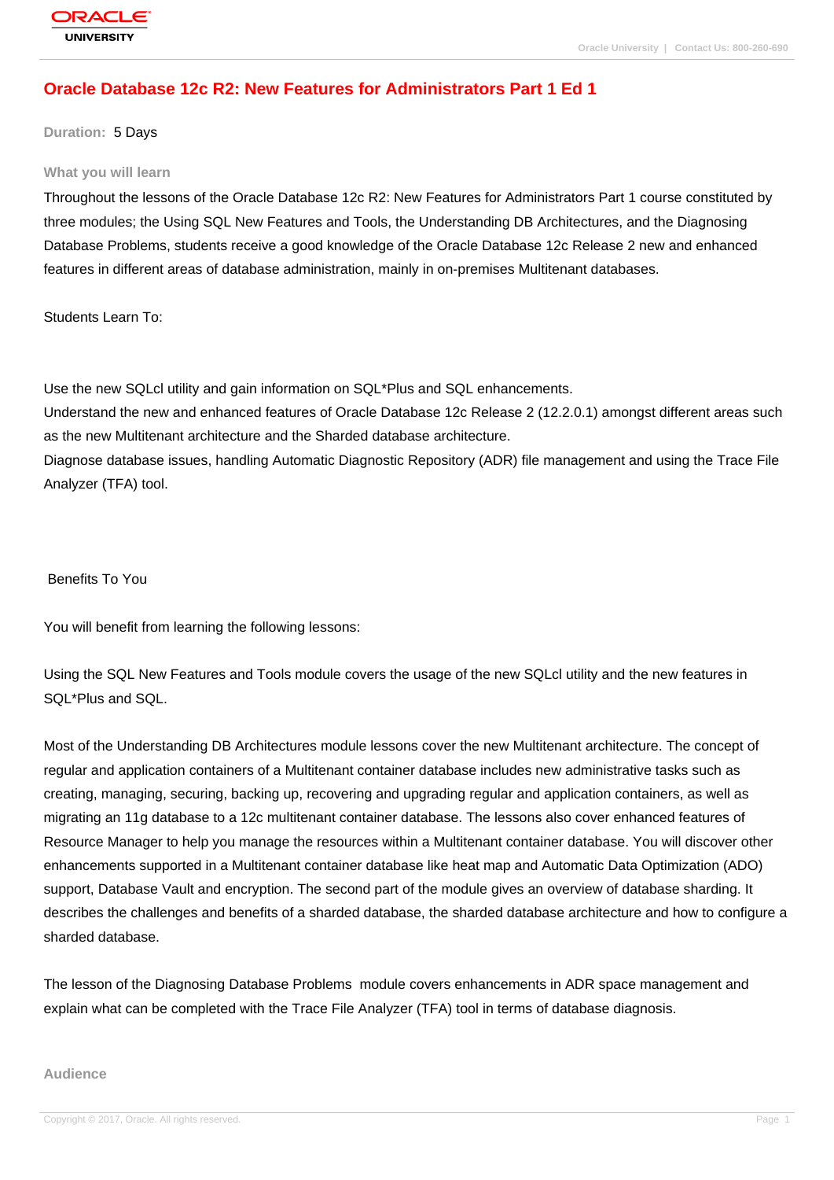# Oracle Database 12c R2: New Features for Administrators Part 1 Ed 1

**Duration:** 5 Days

## What you will learn

Throughout the lessons of the Oracle Database 12c R2: New Features for Administrators Part 1 course constituted by three modules; the Using SQL New Features and Tools, the Understanding DB Architectures, and the Diagnosing Database Problems, students receive a good knowledge of the Oracle Database 12c Release 2 new and enhanced features in different areas of database administration, mainly in on-premises Multitenant databases.

Students Learn To:

Use the new SQLcl utility and gain information on SQL*Plus and SQL enhancements.
Understand the new and enhanced features of Oracle Database 12c Release 2 (12.2.0.1) amongst different areas such as the new Multitenant architecture and the Sharded database architecture.
Diagnose database issues, handling Automatic Diagnostic Repository (ADR) file management and using the Trace File Analyzer (TFA) tool.

Benefits To You

You will benefit from learning the following lessons:

Using the SQL New Features and Tools module covers the usage of the new SQLcl utility and the new features in SQL*Plus and SQL.

Most of the Understanding DB Architectures module lessons cover the new Multitenant architecture. The concept of regular and application containers of a Multitenant container database includes new administrative tasks such as creating, managing, securing, backing up, recovering and upgrading regular and application containers, as well as migrating an 11g database to a 12c multitenant container database. The lessons also cover enhanced features of Resource Manager to help you manage the resources within a Multitenant container database. You will discover other enhancements supported in a Multitenant container database like heat map and Automatic Data Optimization (ADO) support, Database Vault and encryption. The second part of the module gives an overview of database sharding. It describes the challenges and benefits of a sharded database, the sharded database architecture and how to configure a sharded database.

The lesson of the Diagnosing Database Problems module covers enhancements in ADR space management and explain what can be completed with the Trace File Analyzer (TFA) tool in terms of database diagnosis.

## Audience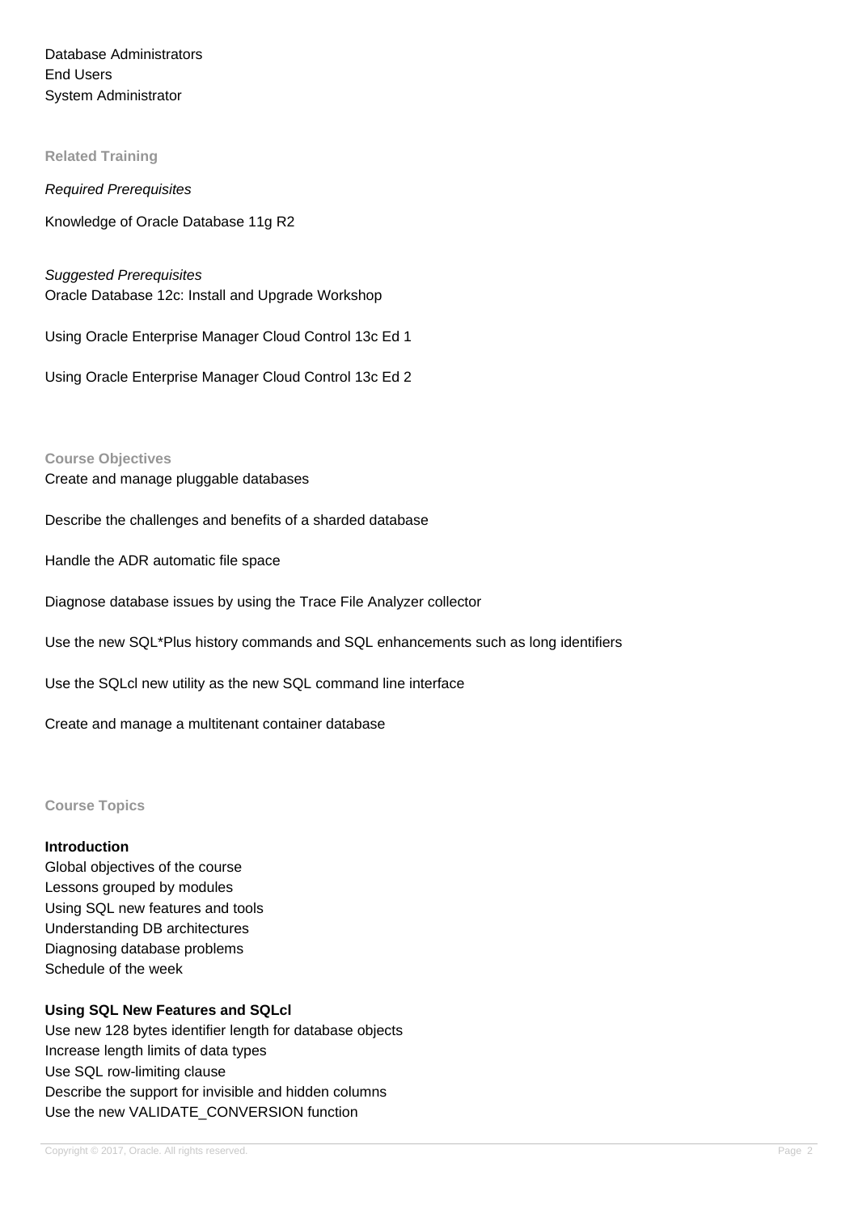Database Administrators
End Users
System Administrator

## Related Training

*Required Prerequisites*

Knowledge of Oracle Database 11g R2

*Suggested Prerequisites*

Oracle Database 12c: Install and Upgrade Workshop

Using Oracle Enterprise Manager Cloud Control 13c Ed 1

Using Oracle Enterprise Manager Cloud Control 13c Ed 2

## Course Objectives

Create and manage pluggable databases

Describe the challenges and benefits of a sharded database

Handle the ADR automatic file space

Diagnose database issues by using the Trace File Analyzer collector

Use the new SQL*Plus history commands and SQL enhancements such as long identifiers

Use the SQLcl new utility as the new SQL command line interface

Create and manage a multitenant container database

## Course Topics

**Introduction**

Global objectives of the course
Lessons grouped by modules
Using SQL new features and tools
Understanding DB architectures
Diagnosing database problems
Schedule of the week

**Using SQL New Features and SQLcl**

Use new 128 bytes identifier length for database objects
Increase length limits of data types
Use SQL row-limiting clause
Describe the support for invisible and hidden columns
Use the new VALIDATE_CONVERSION function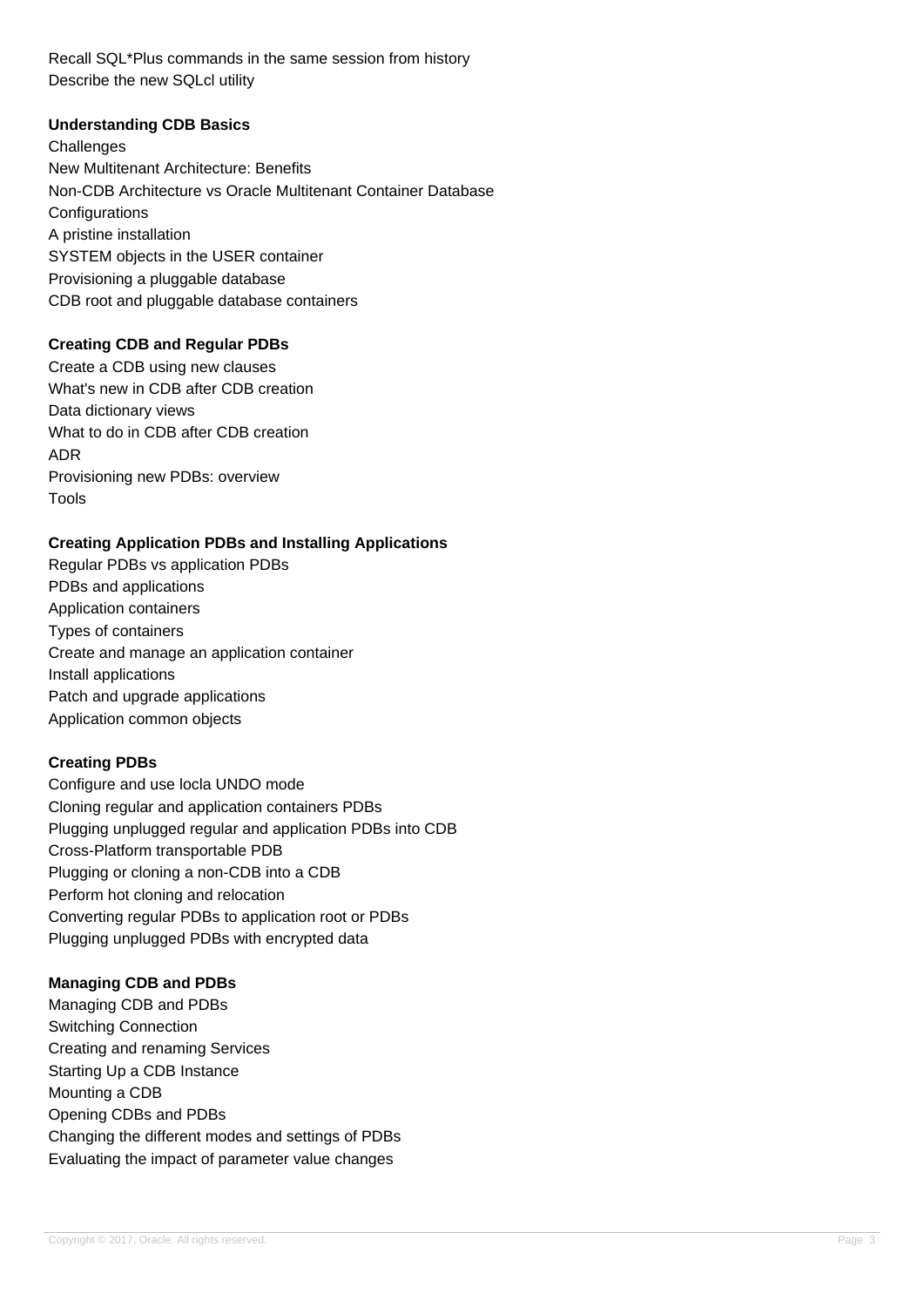Recall SQL*Plus commands in the same session from history
Describe the new SQLcl utility

**Understanding CDB Basics**

Challenges
New Multitenant Architecture: Benefits
Non-CDB Architecture vs Oracle Multitenant Container Database
Configurations
A pristine installation
SYSTEM objects in the USER container
Provisioning a pluggable database
CDB root and pluggable database containers

**Creating CDB and Regular PDBs**

Create a CDB using new clauses
What's new in CDB after CDB creation
Data dictionary views
What to do in CDB after CDB creation
ADR
Provisioning new PDBs: overview
Tools

**Creating Application PDBs and Installing Applications**

Regular PDBs vs application PDBs
PDBs and applications
Application containers
Types of containers
Create and manage an application container
Install applications
Patch and upgrade applications
Application common objects

**Creating PDBs**

Configure and use locla UNDO mode
Cloning regular and application containers PDBs
Plugging unplugged regular and application PDBs into CDB
Cross-Platform transportable PDB
Plugging or cloning a non-CDB into a CDB
Perform hot cloning and relocation
Converting regular PDBs to application root or PDBs
Plugging unplugged PDBs with encrypted data

**Managing CDB and PDBs**

Managing CDB and PDBs
Switching Connection
Creating and renaming Services
Starting Up a CDB Instance
Mounting a CDB
Opening CDBs and PDBs
Changing the different modes and settings of PDBs
Evaluating the impact of parameter value changes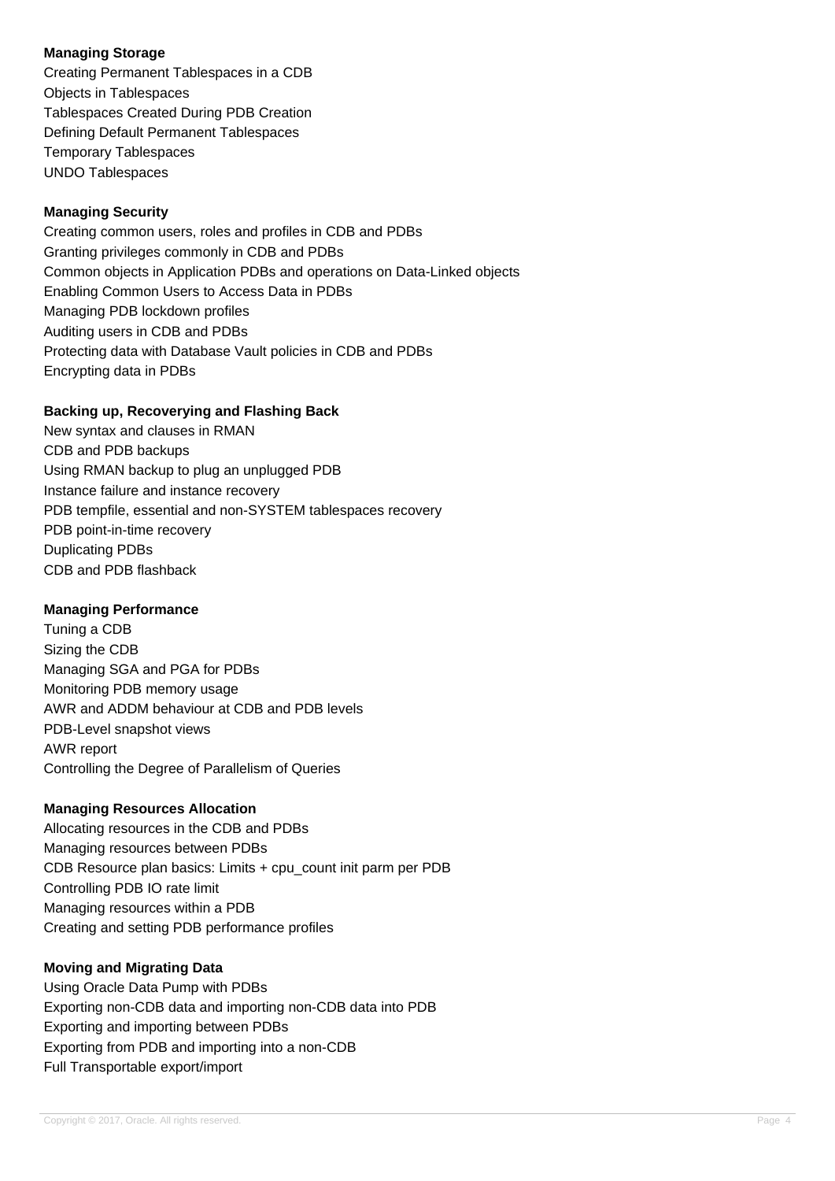**Managing Storage**

Creating Permanent Tablespaces in a CDB
Objects in Tablespaces
Tablespaces Created During PDB Creation
Defining Default Permanent Tablespaces
Temporary Tablespaces
UNDO Tablespaces

**Managing Security**

Creating common users, roles and profiles in CDB and PDBs
Granting privileges commonly in CDB and PDBs
Common objects in Application PDBs and operations on Data-Linked objects
Enabling Common Users to Access Data in PDBs
Managing PDB lockdown profiles
Auditing users in CDB and PDBs
Protecting data with Database Vault policies in CDB and PDBs
Encrypting data in PDBs

**Backing up, Recoverying and Flashing Back**

New syntax and clauses in RMAN
CDB and PDB backups
Using RMAN backup to plug an unplugged PDB
Instance failure and instance recovery
PDB tempfile, essential and non-SYSTEM tablespaces recovery
PDB point-in-time recovery
Duplicating PDBs
CDB and PDB flashback

**Managing Performance**

Tuning a CDB
Sizing the CDB
Managing SGA and PGA for PDBs
Monitoring PDB memory usage
AWR and ADDM behaviour at CDB and PDB levels
PDB-Level snapshot views
AWR report
Controlling the Degree of Parallelism of Queries

**Managing Resources Allocation**

Allocating resources in the CDB and PDBs
Managing resources between PDBs
CDB Resource plan basics: Limits + cpu_count init parm per PDB
Controlling PDB IO rate limit
Managing resources within a PDB
Creating and setting PDB performance profiles

**Moving and Migrating Data**

Using Oracle Data Pump with PDBs
Exporting non-CDB data and importing non-CDB data into PDB
Exporting and importing between PDBs
Exporting from PDB and importing into a non-CDB
Full Transportable export/import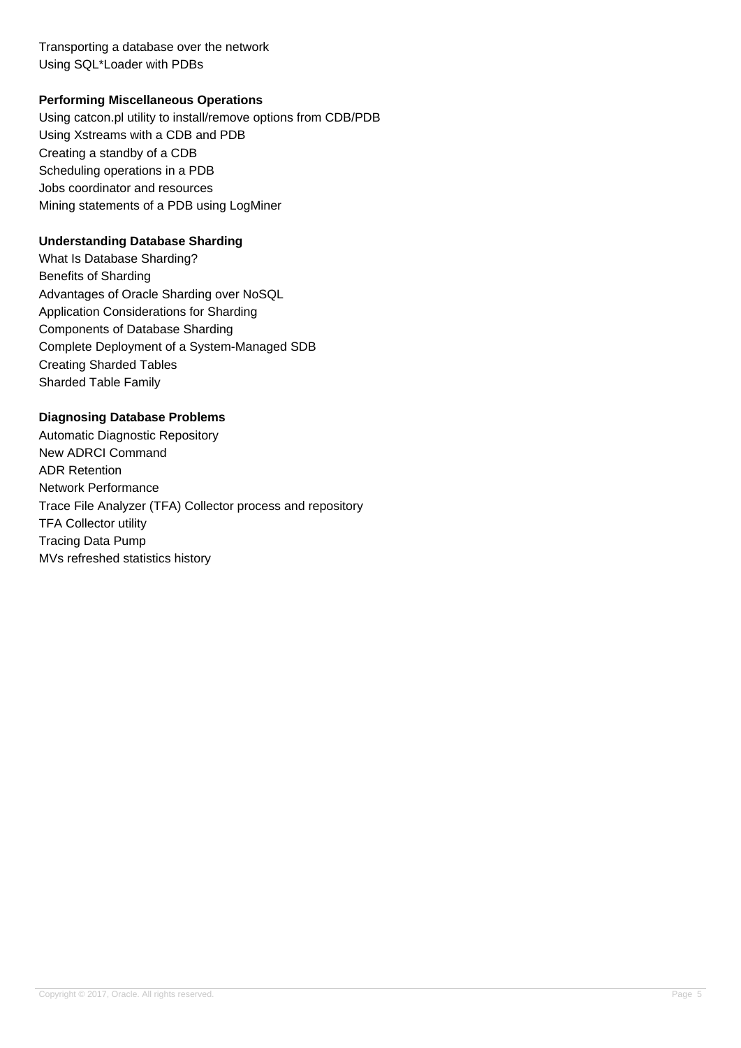Transporting a database over the network
Using SQL*Loader with PDBs

**Performing Miscellaneous Operations**

Using catcon.pl utility to install/remove options from CDB/PDB
Using Xstreams with a CDB and PDB
Creating a standby of a CDB
Scheduling operations in a PDB
Jobs coordinator and resources
Mining statements of a PDB using LogMiner

**Understanding Database Sharding**

What Is Database Sharding?
Benefits of Sharding
Advantages of Oracle Sharding over NoSQL
Application Considerations for Sharding
Components of Database Sharding
Complete Deployment of a System-Managed SDB
Creating Sharded Tables
Sharded Table Family

**Diagnosing Database Problems**

Automatic Diagnostic Repository
New ADRCI Command
ADR Retention
Network Performance
Trace File Analyzer (TFA) Collector process and repository
TFA Collector utility
Tracing Data Pump
MVs refreshed statistics history